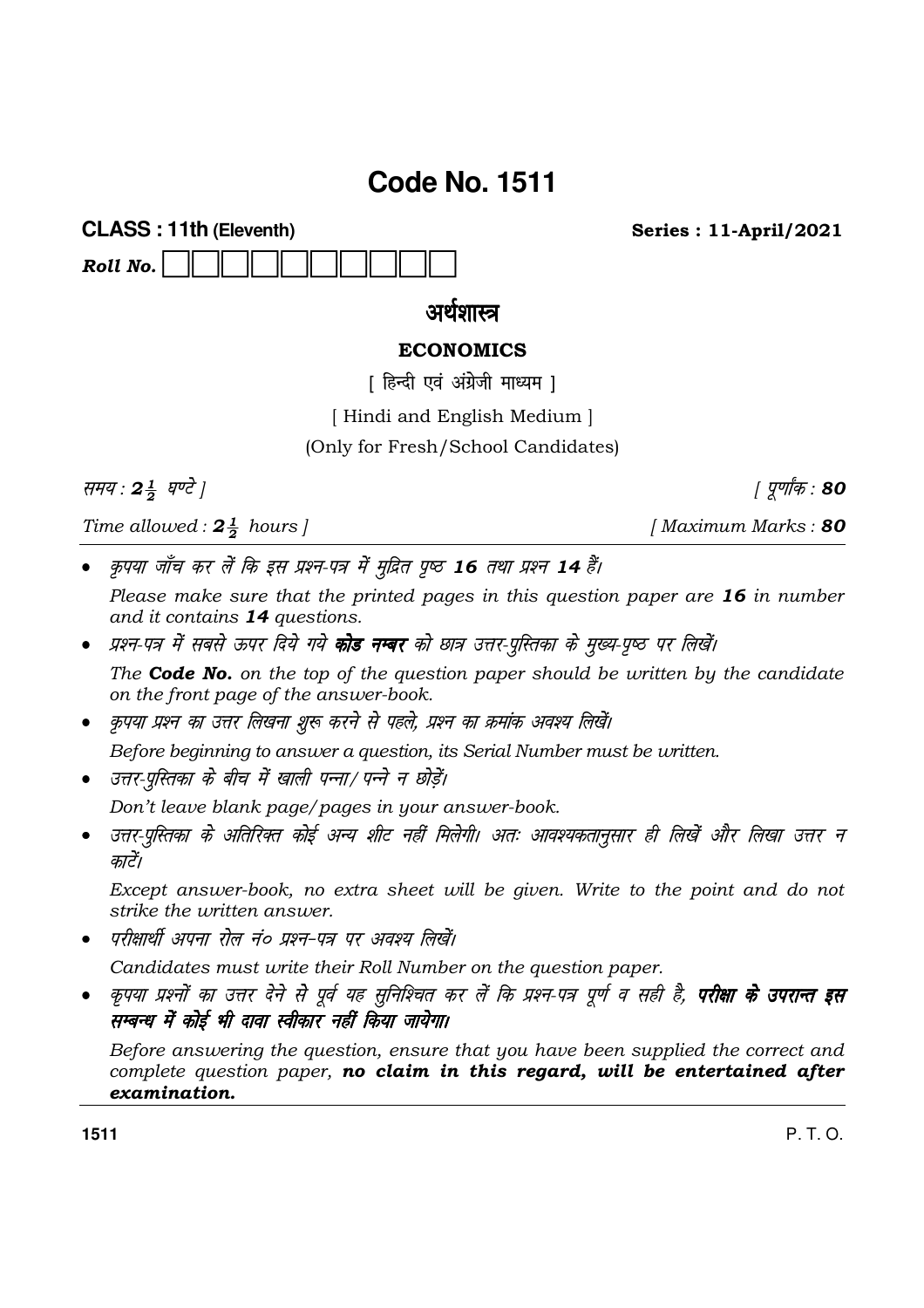# Code No. 1511

**CLASS : 11th (Eleventh)** **Series : 11-April/2021**

***Roll No.*** ☐☐☐☐☐☐☐☐☐☐

## अर्थशास्त्र

## ECONOMICS

[ हिन्दी एवं अंग्रेजी माध्यम ]

[ Hindi and English Medium ]

(Only for Fresh/School Candidates)

*समय : **$2\frac{1}{2}$** घण्टे ]* *[ पूर्णांक : **80***

*Time allowed : **$2\frac{1}{2}$** hours ]* *[ Maximum Marks : **80***

- *कृपया जाँच कर लें कि इस प्रश्न-पत्र में मुद्रित पृष्ठ **16** तथा प्रश्न **14** हैं।*

  *Please make sure that the printed pages in this question paper are **16** in number and it contains **14** questions.*

- *प्रश्न-पत्र में सबसे ऊपर दिये गये **कोड नम्बर** को छात्र उत्तर-पुस्तिका के मुख्य-पृष्ठ पर लिखें।*

  *The **Code No.** on the top of the question paper should be written by the candidate on the front page of the answer-book.*

- *कृपया प्रश्न का उत्तर लिखना शुरू करने से पहले, प्रश्न का क्रमांक अवश्य लिखें।*

  *Before beginning to answer a question, its Serial Number must be written.*

- *उत्तर-पुस्तिका के बीच में खाली पन्ना/पन्ने न छोड़ें।*

  *Don't leave blank page/pages in your answer-book.*

- *उत्तर-पुस्तिका के अतिरिक्त कोई अन्य शीट नहीं मिलेगी। अतः आवश्यकतानुसार ही लिखें और लिखा उत्तर न काटें।*

  *Except answer-book, no extra sheet will be given. Write to the point and do not strike the written answer.*

- *परीक्षार्थी अपना रोल नं० प्रश्न-पत्र पर अवश्य लिखें।*

  *Candidates must write their Roll Number on the question paper.*

- *कृपया प्रश्नों का उत्तर देने से पूर्व यह सुनिश्चित कर लें कि प्रश्न-पत्र पूर्ण व सही है, **परीक्षा के उपरान्त इस सम्बन्ध में कोई भी दावा स्वीकार नहीं किया जायेगा।***

  *Before answering the question, ensure that you have been supplied the correct and complete question paper, **no claim in this regard, will be entertained after examination.***

P. T. O.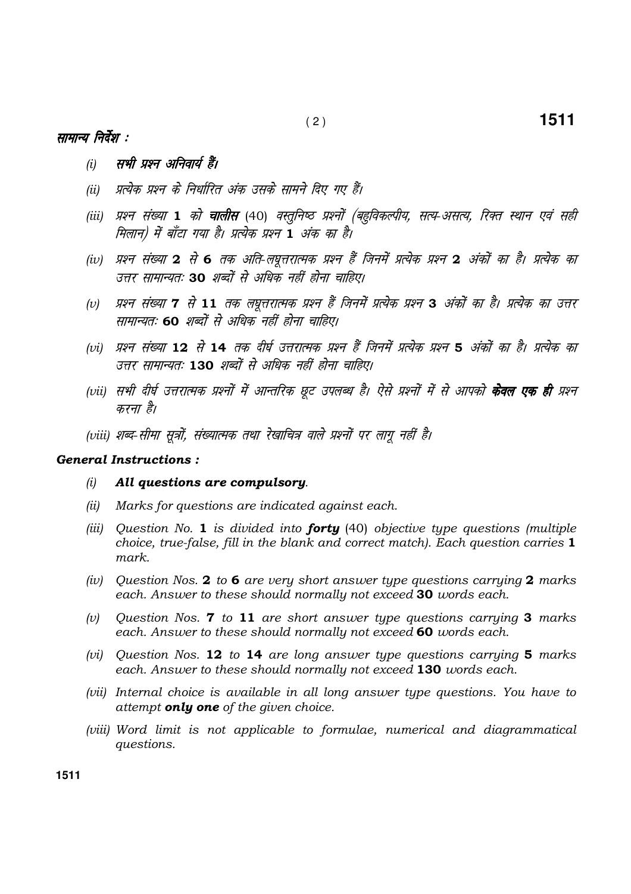**सामान्य निर्देश :**

*(i)* ***सभी प्रश्न अनिवार्य हैं।***

*(ii)* *प्रत्येक प्रश्न के निर्धारित अंक उसके सामने दिए गए हैं।*

*(iii)* *प्रश्न संख्या* **1** *को* ***चालीस*** *(40) वस्तुनिष्ठ प्रश्नों (बहुविकल्पीय, सत्य-असत्य, रिक्त स्थान एवं सही मिलान) में बाँटा गया है। प्रत्येक प्रश्न* **1** *अंक का है।*

*(iv)* *प्रश्न संख्या* **2** *से* **6** *तक अति-लघूत्तरात्मक प्रश्न हैं जिनमें प्रत्येक प्रश्न* **2** *अंकों का है। प्रत्येक का उत्तर सामान्यतः* **30** *शब्दों से अधिक नहीं होना चाहिए।*

*(v)* *प्रश्न संख्या* **7** *से* **11** *तक लघूत्तरात्मक प्रश्न हैं जिनमें प्रत्येक प्रश्न* **3** *अंकों का है। प्रत्येक का उत्तर सामान्यतः* **60** *शब्दों से अधिक नहीं होना चाहिए।*

*(vi)* *प्रश्न संख्या* **12** *से* **14** *तक दीर्घ उत्तरात्मक प्रश्न हैं जिनमें प्रत्येक प्रश्न* **5** *अंकों का है। प्रत्येक का उत्तर सामान्यतः* **130** *शब्दों से अधिक नहीं होना चाहिए।*

*(vii)* *सभी दीर्घ उत्तरात्मक प्रश्नों में आन्तरिक छूट उपलब्ध है। ऐसे प्रश्नों में से आपको* ***केवल एक ही*** *प्रश्न करना है।*

*(viii)* *शब्द-सीमा सूत्रों, संख्यात्मक तथा रेखाचित्र वाले प्रश्नों पर लागू नहीं है।*

***General Instructions :***

*(i)* ***All questions are compulsory.***

*(ii)* *Marks for questions are indicated against each.*

*(iii)* *Question No.* **1** *is divided into* ***forty*** *(40) objective type questions (multiple choice, true-false, fill in the blank and correct match). Each question carries* **1** *mark.*

*(iv)* *Question Nos.* **2** *to* **6** *are very short answer type questions carrying* **2** *marks each. Answer to these should normally not exceed* **30** *words each.*

*(v)* *Question Nos.* **7** *to* **11** *are short answer type questions carrying* **3** *marks each. Answer to these should normally not exceed* **60** *words each.*

*(vi)* *Question Nos.* **12** *to* **14** *are long answer type questions carrying* **5** *marks each. Answer to these should normally not exceed* **130** *words each.*

*(vii)* *Internal choice is available in all long answer type questions. You have to attempt* ***only one*** *of the given choice.*

*(viii)* *Word limit is not applicable to formulae, numerical and diagrammatical questions.*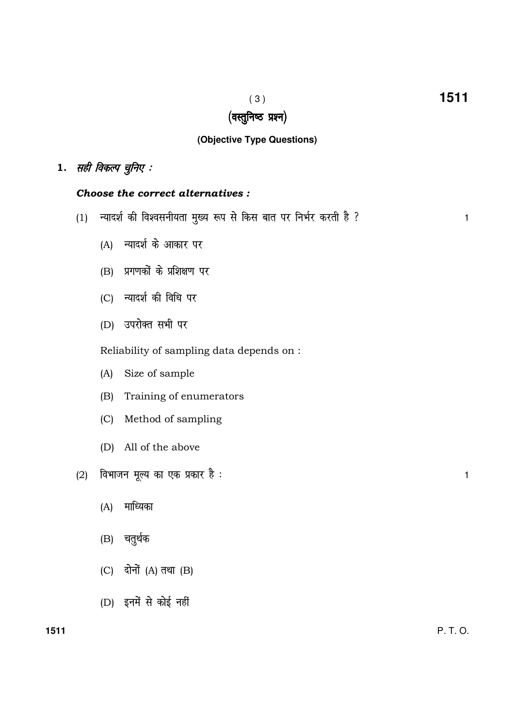## (वस्तुनिष्ठ प्रश्न)

### (Objective Type Questions)

**1.** *सही विकल्प चुनिए :*

***Choose the correct alternatives :***

(1) न्यादर्श की विश्वसनीयता मुख्य रूप से किस बात पर निर्भर करती है ? 1

(A) न्यादर्श के आकार पर

(B) प्रगणकों के प्रशिक्षण पर

(C) न्यादर्श की विधि पर

(D) उपरोक्त सभी पर

Reliability of sampling data depends on :

(A) Size of sample

(B) Training of enumerators

(C) Method of sampling

(D) All of the above

(2) विभाजन मूल्य का एक प्रकार है : 1

(A) माध्यिका

(B) चतुर्थक

(C) दोनों (A) तथा (B)

(D) इनमें से कोई नहीं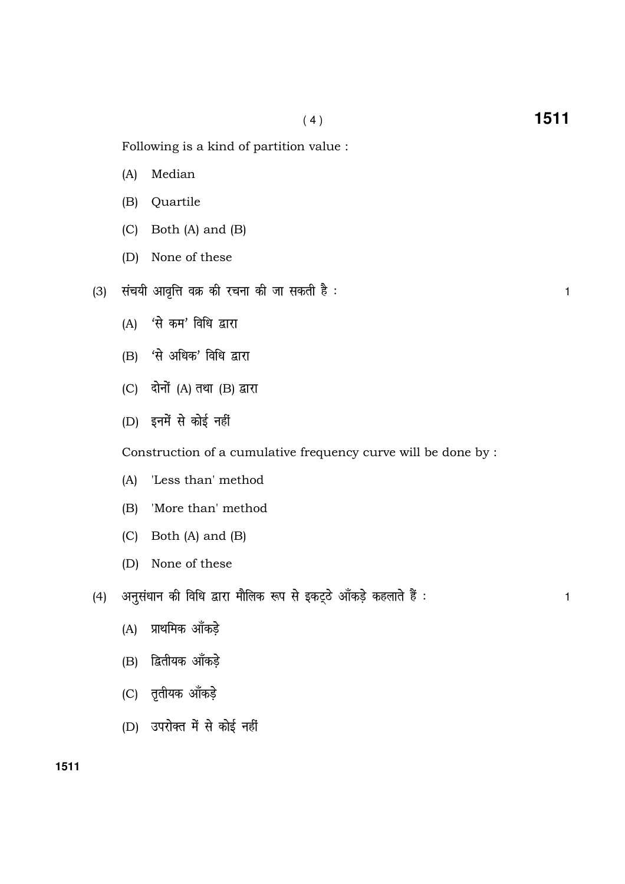Following is a kind of partition value :

(A) Median

(B) Quartile

(C) Both (A) and (B)

(D) None of these

(3) संचयी आवृत्ति वक्र की रचना की जा सकती है : 1

(A) 'से कम' विधि द्वारा

(B) 'से अधिक' विधि द्वारा

(C) दोनों (A) तथा (B) द्वारा

(D) इनमें से कोई नहीं

Construction of a cumulative frequency curve will be done by :

(A) 'Less than' method

(B) 'More than' method

(C) Both (A) and (B)

(D) None of these

(4) अनुसंधान की विधि द्वारा मौलिक रूप से इकट्ठे आँकड़े कहलाते हैं : 1

(A) प्राथमिक आँकड़े

(B) द्वितीयक आँकड़े

(C) तृतीयक आँकड़े

(D) उपरोक्त में से कोई नहीं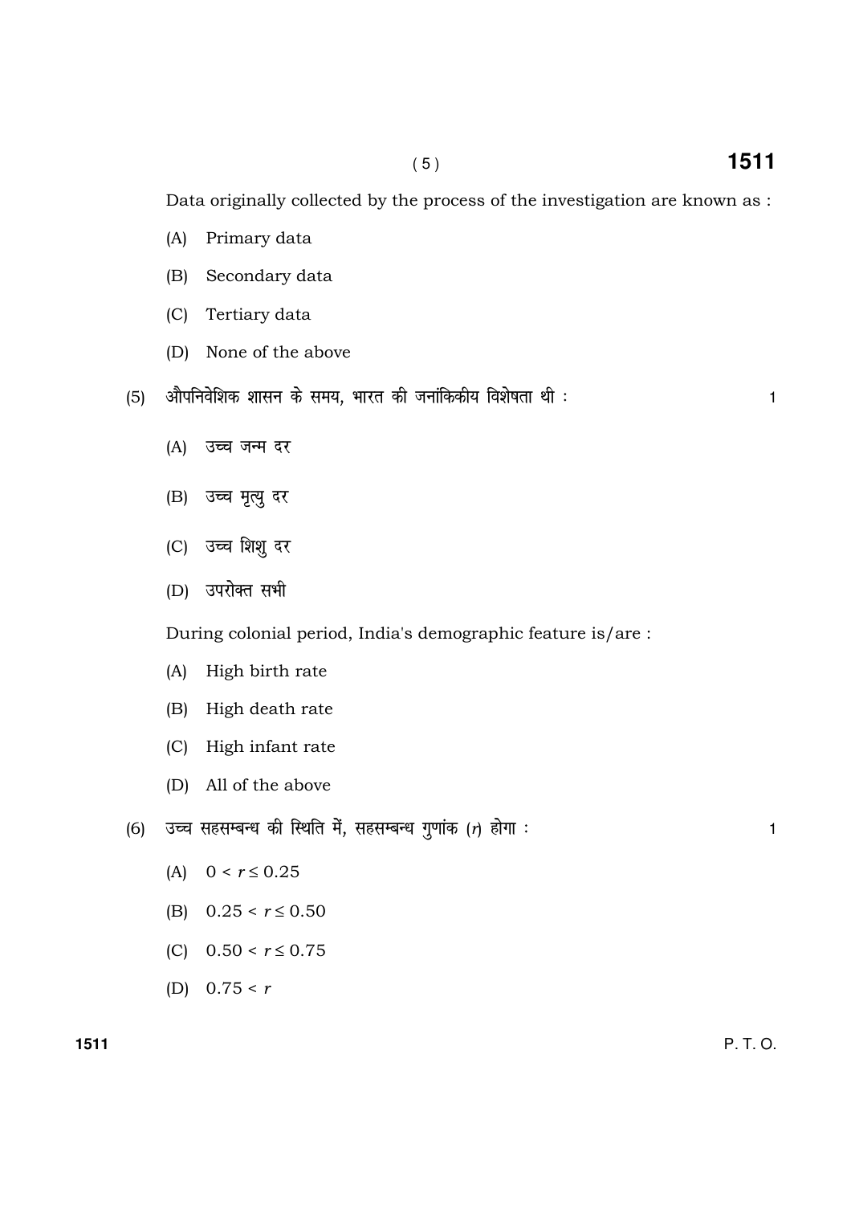Data originally collected by the process of the investigation are known as :

(A) Primary data

(B) Secondary data

(C) Tertiary data

(D) None of the above

(5) औपनिवेशिक शासन के समय, भारत की जनांकिकीय विशेषता थी : 1

(A) उच्च जन्म दर

(B) उच्च मृत्यु दर

(C) उच्च शिशु दर

(D) उपरोक्त सभी

During colonial period, India's demographic feature is/are :

(A) High birth rate

(B) High death rate

(C) High infant rate

(D) All of the above

(6) उच्च सहसम्बन्ध की स्थिति में, सहसम्बन्ध गुणांक ($r$) होगा : 1

(A) $0 < r \leq 0.25$

(B) $0.25 < r \leq 0.50$

(C) $0.50 < r \leq 0.75$

(D) $0.75 < r$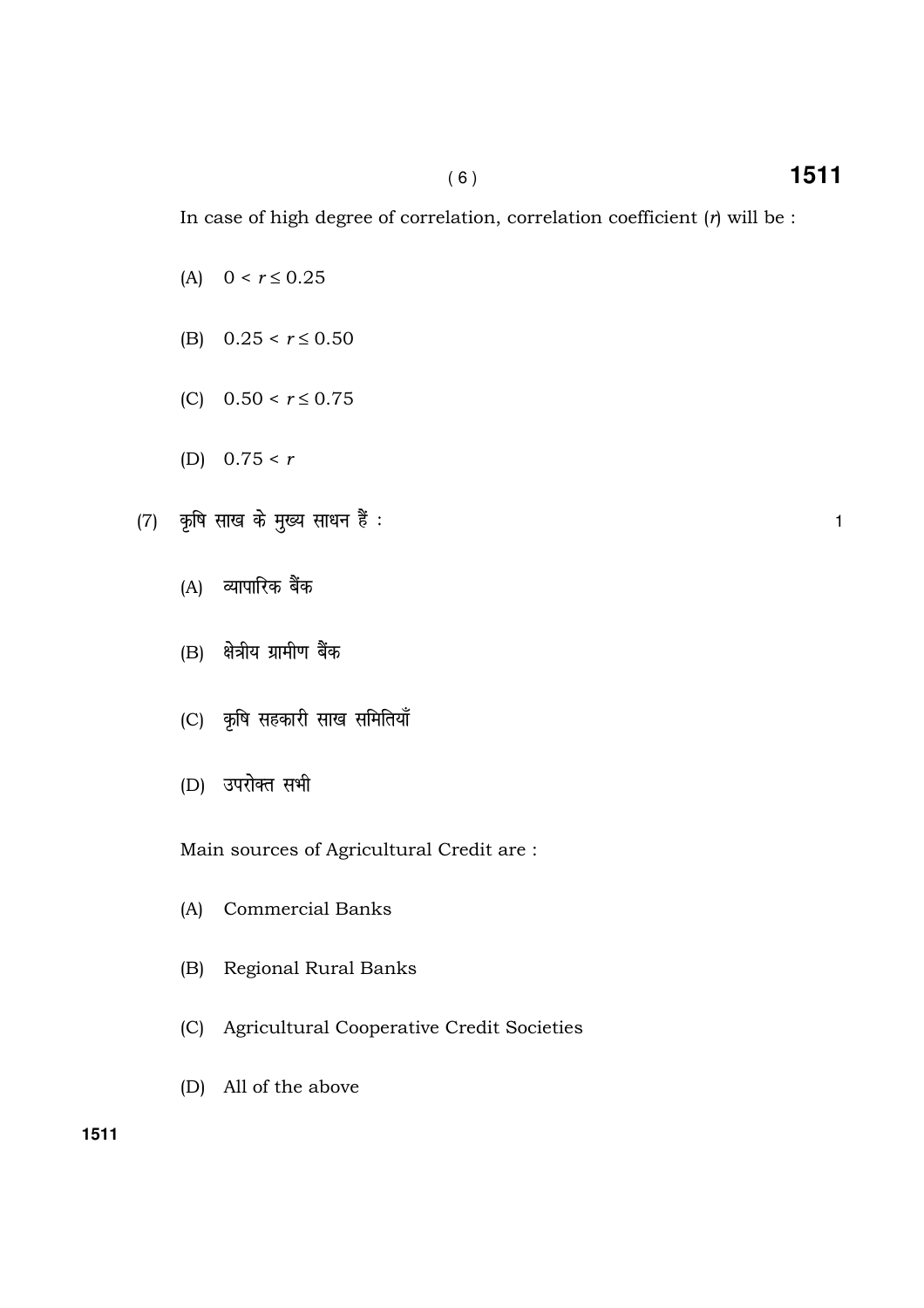In case of high degree of correlation, correlation coefficient ($r$) will be :

(A) $0 < r \leq 0.25$

(B) $0.25 < r \leq 0.50$

(C) $0.50 < r \leq 0.75$

(D) $0.75 < r$

(7) कृषि साख के मुख्य साधन हैं : 1

(A) व्यापारिक बैंक

(B) क्षेत्रीय ग्रामीण बैंक

(C) कृषि सहकारी साख समितियाँ

(D) उपरोक्त सभी

Main sources of Agricultural Credit are :

(A) Commercial Banks

(B) Regional Rural Banks

(C) Agricultural Cooperative Credit Societies

(D) All of the above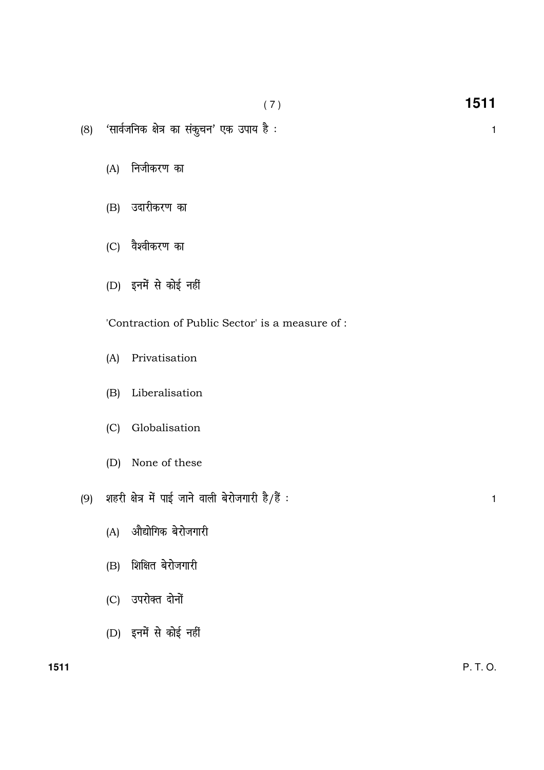(8) 'सार्वजनिक क्षेत्र का संकुचन' एक उपाय है : 1

(A) निजीकरण का

(B) उदारीकरण का

(C) वैश्वीकरण का

(D) इनमें से कोई नहीं

'Contraction of Public Sector' is a measure of :

(A) Privatisation

(B) Liberalisation

(C) Globalisation

(D) None of these

(9) शहरी क्षेत्र में पाई जाने वाली बेरोजगारी है/हैं : 1

(A) औद्योगिक बेरोजगारी

(B) शिक्षित बेरोजगारी

(C) उपरोक्त दोनों

(D) इनमें से कोई नहीं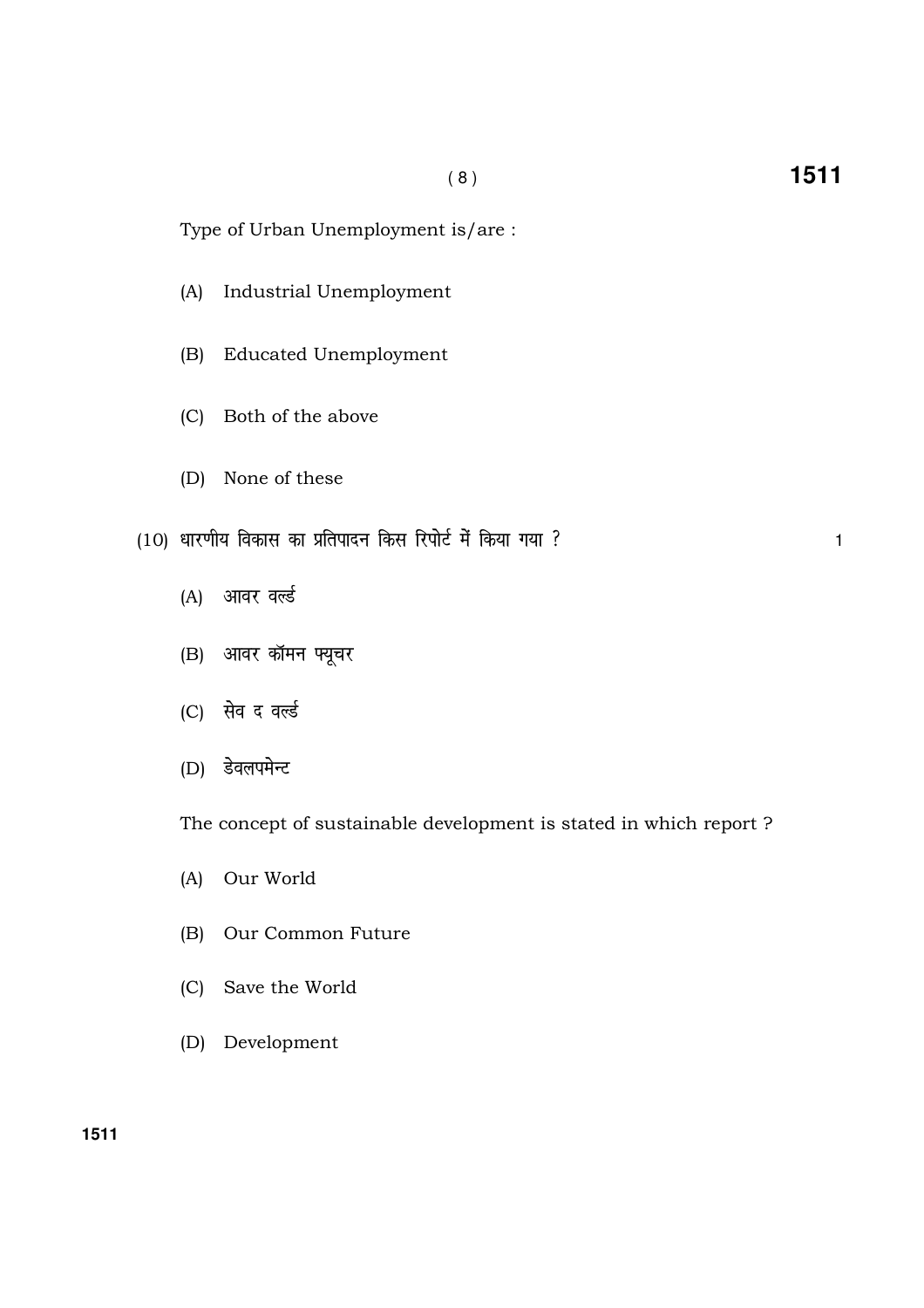Type of Urban Unemployment is/are :

(A) Industrial Unemployment

(B) Educated Unemployment

(C) Both of the above

(D) None of these

(10) धारणीय विकास का प्रतिपादन किस रिपोर्ट में किया गया ? 1

(A) आवर वर्ल्ड

(B) आवर कॉमन फ्यूचर

(C) सेव द वर्ल्ड

(D) डेवलपमेन्ट

The concept of sustainable development is stated in which report ?

(A) Our World

(B) Our Common Future

(C) Save the World

(D) Development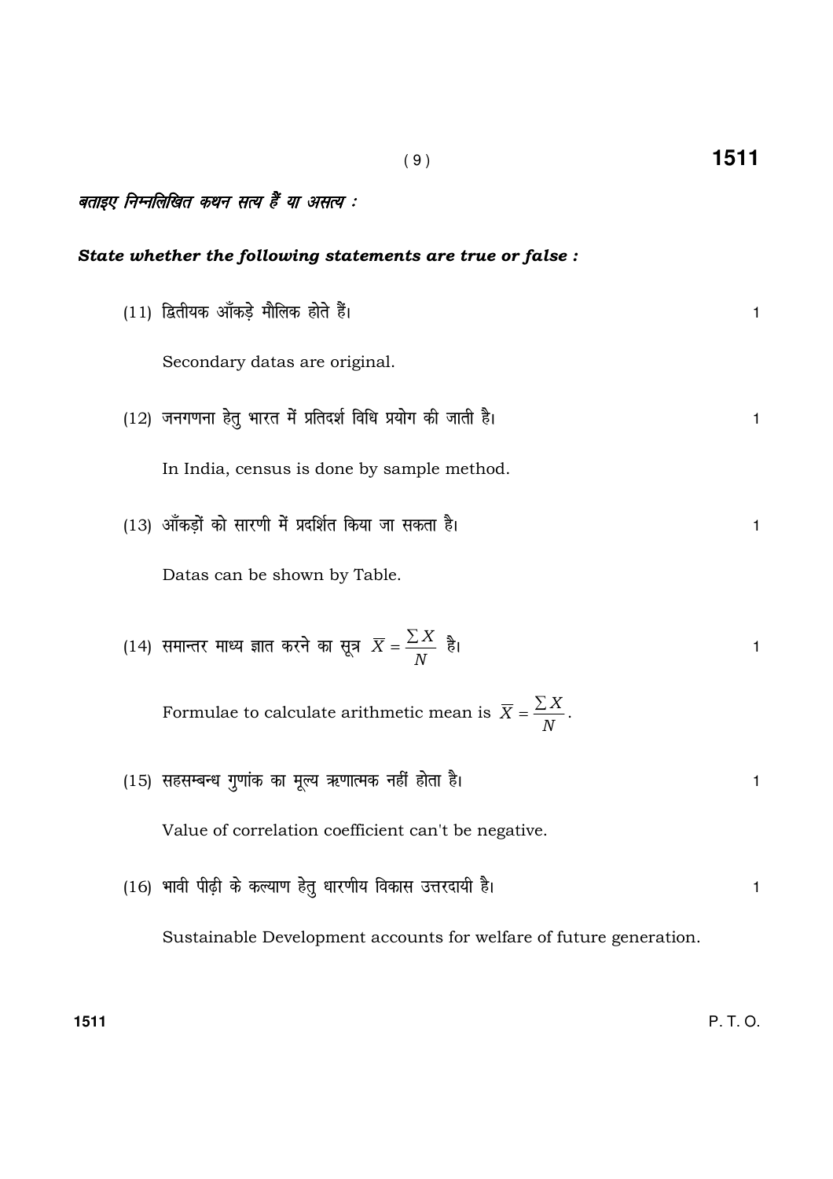*बताइए निम्नलिखित कथन सत्य हैं या असत्य :*

***State whether the following statements are true or false :***

(11) द्वितीयक आँकड़े मौलिक होते हैं। 1

Secondary datas are original.

(12) जनगणना हेतु भारत में प्रतिदर्श विधि प्रयोग की जाती है। 1

In India, census is done by sample method.

(13) आँकड़ों को सारणी में प्रदर्शित किया जा सकता है। 1

Datas can be shown by Table.

(14) समान्तर माध्य ज्ञात करने का सूत्र $\overline{X} = \frac{\sum X}{N}$ है। 1

Formulae to calculate arithmetic mean is $\overline{X} = \frac{\sum X}{N}$.

(15) सहसम्बन्ध गुणांक का मूल्य ऋणात्मक नहीं होता है। 1

Value of correlation coefficient can't be negative.

(16) भावी पीढ़ी के कल्याण हेतु धारणीय विकास उत्तरदायी है। 1

Sustainable Development accounts for welfare of future generation.

P. T. O.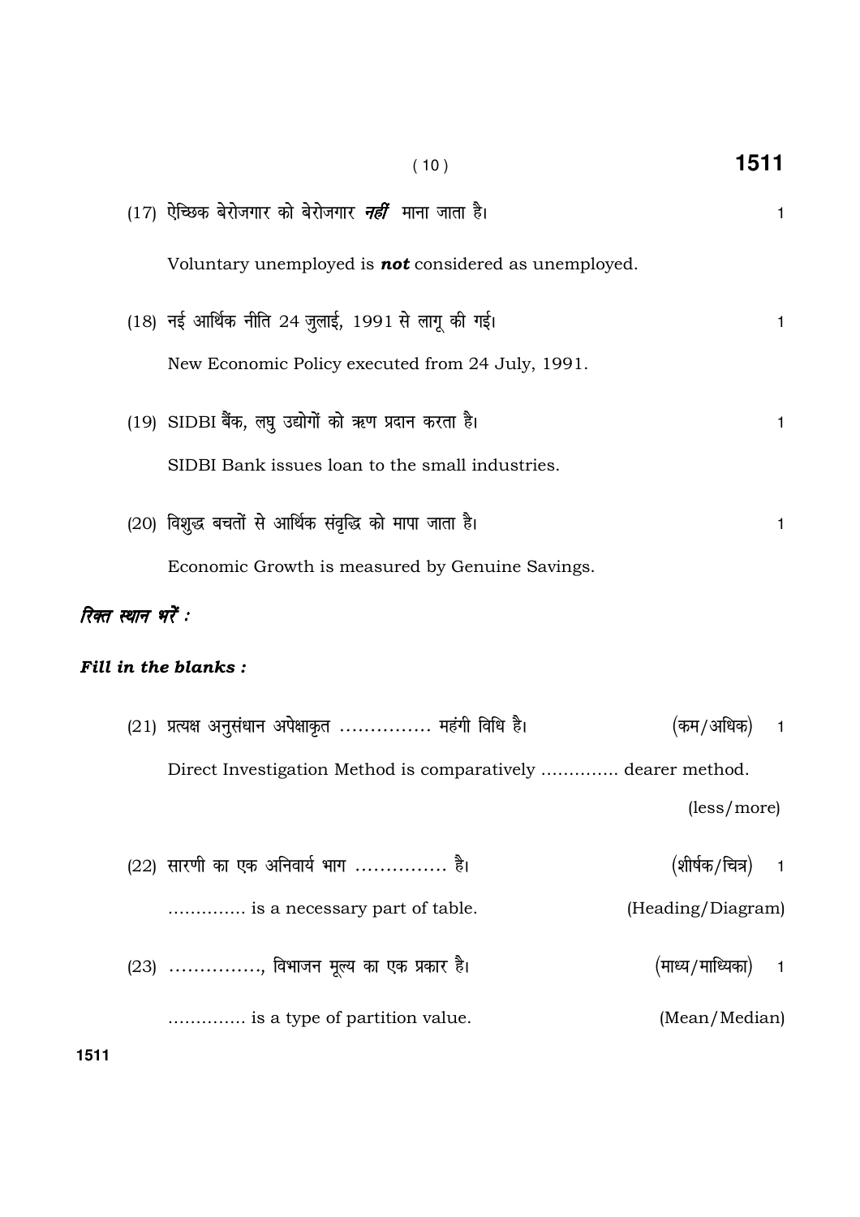(17) ऐच्छिक बेरोजगार को बेरोजगार ***नहीं*** माना जाता है। 1

Voluntary unemployed is ***not*** considered as unemployed.

(18) नई आर्थिक नीति 24 जुलाई, 1991 से लागू की गई। 1

New Economic Policy executed from 24 July, 1991.

(19) SIDBI बैंक, लघु उद्योगों को ऋण प्रदान करता है। 1

SIDBI Bank issues loan to the small industries.

(20) विशुद्ध बचतों से आर्थिक संवृद्धि को मापा जाता है। 1

Economic Growth is measured by Genuine Savings.

***रिक्त स्थान भरें :***

***Fill in the blanks :***

(21) प्रत्यक्ष अनुसंधान अपेक्षाकृत …………… महंगी विधि है। (कम/अधिक) 1

Direct Investigation Method is comparatively ………….. dearer method. (less/more)

(22) सारणी का एक अनिवार्य भाग …………… है। (शीर्षक/चित्र) 1

………….. is a necessary part of table. (Heading/Diagram)

(23) ……………, विभाजन मूल्य का एक प्रकार है। (माध्य/माध्यिका) 1

………….. is a type of partition value. (Mean/Median)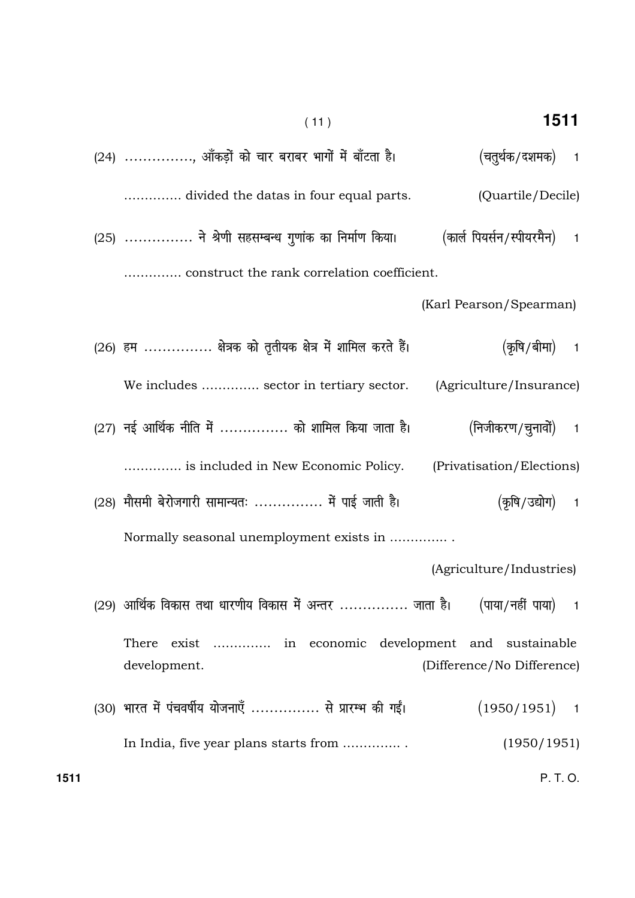(24) ..............., आँकड़ों को चार बराबर भागों में बाँटता है। (चतुर्थक/दशमक) 1

.............. divided the datas in four equal parts. (Quartile/Decile)

(25) ............... ने श्रेणी सहसम्बन्ध गुणांक का निर्माण किया। (कार्ल पियर्सन/स्पीयरमैन) 1

.............. construct the rank correlation coefficient.

(Karl Pearson/Spearman)

(26) हम ............... क्षेत्रक को तृतीयक क्षेत्र में शामिल करते हैं। (कृषि/बीमा) 1

We includes .............. sector in tertiary sector. (Agriculture/Insurance)

(27) नई आर्थिक नीति में ............... को शामिल किया जाता है। (निजीकरण/चुनावों) 1

.............. is included in New Economic Policy. (Privatisation/Elections)

(28) मौसमी बेरोजगारी सामान्यतः ............... में पाई जाती है। (कृषि/उद्योग) 1

Normally seasonal unemployment exists in .............. .

(Agriculture/Industries)

(29) आर्थिक विकास तथा धारणीय विकास में अन्तर ............... जाता है। (पाया/नहीं पाया) 1

There exist .............. in economic development and sustainable development. (Difference/No Difference)

(30) भारत में पंचवर्षीय योजनाएँ ............... से प्रारम्भ की गईं। (1950/1951) 1

In India, five year plans starts from .............. . (1950/1951)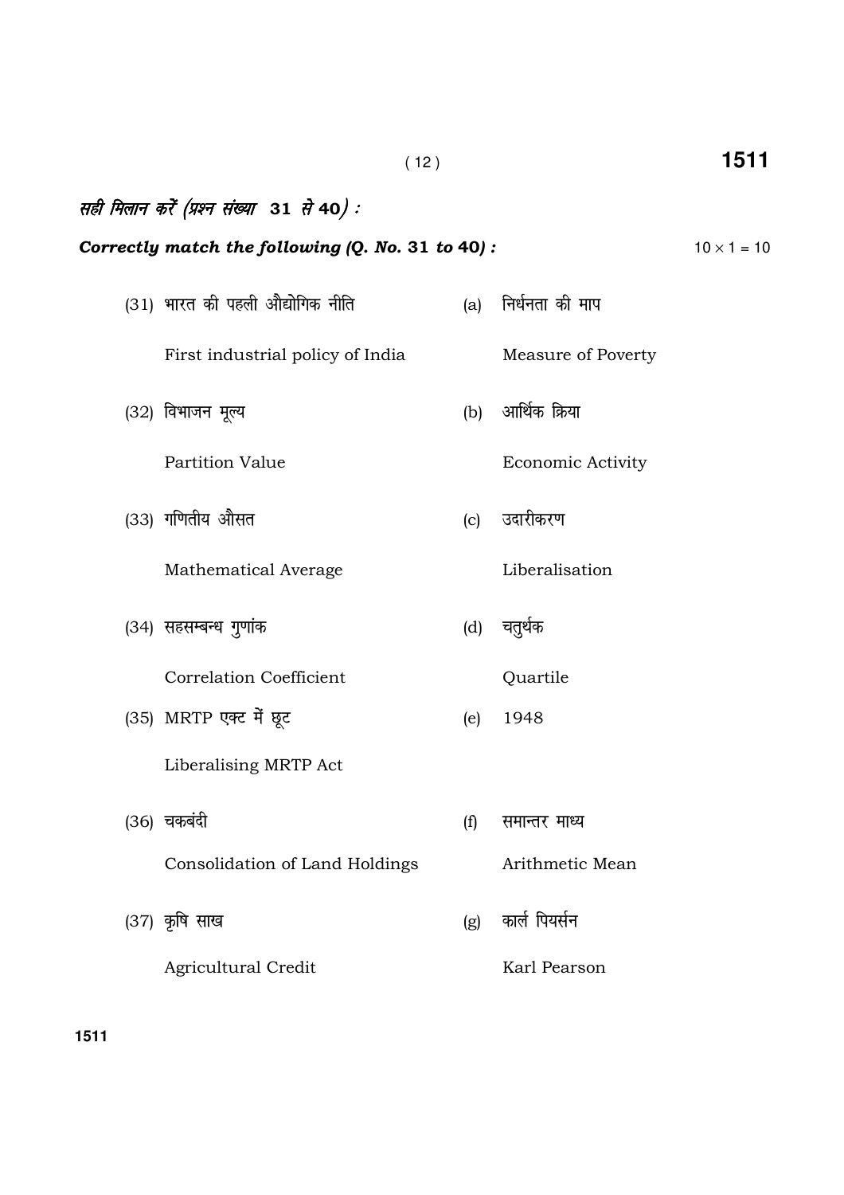*सही मिलान करें (प्रश्न संख्या* **31** *से* **40**) :

***Correctly match the following (Q. No. 31 to 40) :*** $10 \times 1 = 10$

| | | | |
|---|---|---|---|
| (31) | भारत की पहली औद्योगिक नीति<br>First industrial policy of India | (a) | निर्धनता की माप<br>Measure of Poverty |
| (32) | विभाजन मूल्य<br>Partition Value | (b) | आर्थिक क्रिया<br>Economic Activity |
| (33) | गणितीय औसत<br>Mathematical Average | (c) | उदारीकरण<br>Liberalisation |
| (34) | सहसम्बन्ध गुणांक<br>Correlation Coefficient | (d) | चतुर्थक<br>Quartile |
| (35) | MRTP एक्ट में छूट<br>Liberalising MRTP Act | (e) | 1948 |
| (36) | चकबंदी<br>Consolidation of Land Holdings | (f) | समान्तर माध्य<br>Arithmetic Mean |
| (37) | कृषि साख<br>Agricultural Credit | (g) | कार्ल पियर्सन<br>Karl Pearson |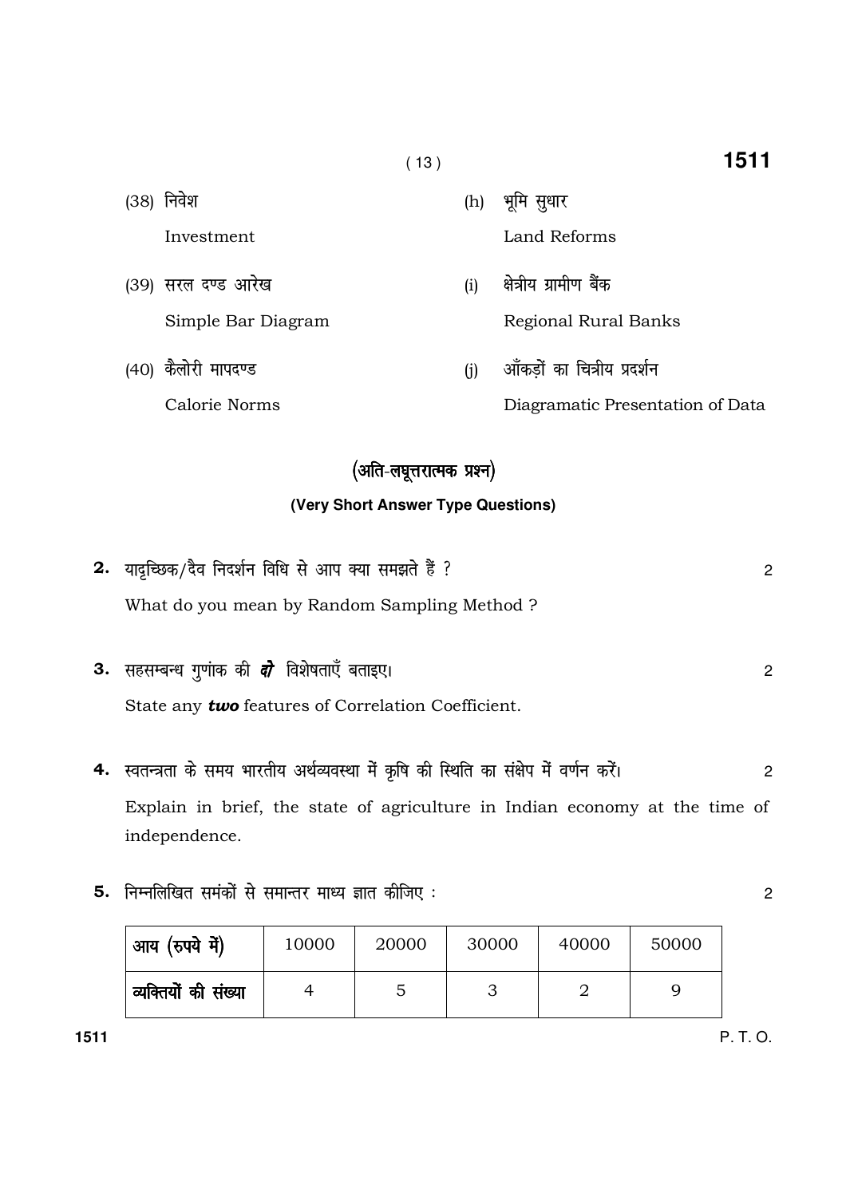(38) निवेश

Investment

(h) भूमि सुधार

Land Reforms

(39) सरल दण्ड आरेख

Simple Bar Diagram

(i) क्षेत्रीय ग्रामीण बैंक

Regional Rural Banks

(40) कैलोरी मापदण्ड

Calorie Norms

(j) आँकड़ों का चित्रीय प्रदर्शन

Diagramatic Presentation of Data

## (अति-लघूत्तरात्मक प्रश्न)

### (Very Short Answer Type Questions)

**2.** यादृच्छिक/दैव निदर्शन विधि से आप क्या समझते हैं ? 2

What do you mean by Random Sampling Method ?

**3.** सहसम्बन्ध गुणांक की ***दो*** विशेषताएँ बताइए। 2

State any ***two*** features of Correlation Coefficient.

**4.** स्वतन्त्रता के समय भारतीय अर्थव्यवस्था में कृषि की स्थिति का संक्षेप में वर्णन करें। 2

Explain in brief, the state of agriculture in Indian economy at the time of independence.

**5.** निम्नलिखित समंकों से समान्तर माध्य ज्ञात कीजिए : 2

| आय (रुपये में) | 10000 | 20000 | 30000 | 40000 | 50000 |
|---|---|---|---|---|---|
| व्यक्तियों की संख्या | 4 | 5 | 3 | 2 | 9 |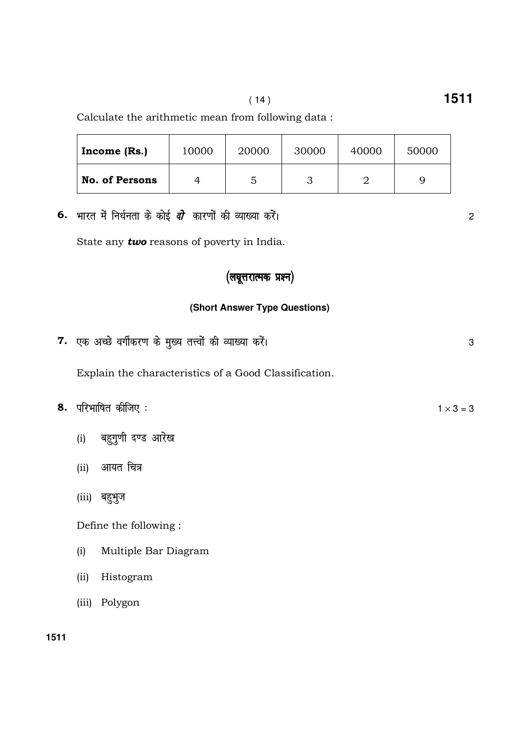Calculate the arithmetic mean from following data :

| **Income (Rs.)** | 10000 | 20000 | 30000 | 40000 | 50000 |
|---|---|---|---|---|---|
| **No. of Persons** | 4 | 5 | 3 | 2 | 9 |

**6.** भारत में निर्धनता के कोई ***दो*** कारणों की व्याख्या करें। 2

State any ***two*** reasons of poverty in India.

## (लघूत्तरात्मक प्रश्न)

### (Short Answer Type Questions)

**7.** एक अच्छे वर्गीकरण के मुख्य तत्त्वों की व्याख्या करें। 3

Explain the characteristics of a Good Classification.

**8.** परिभाषित कीजिए : $1 \times 3 = 3$

(i) बहुगुणी दण्ड आरेख

(ii) आयत चित्र

(iii) बहुभुज

Define the following :

(i) Multiple Bar Diagram

(ii) Histogram

(iii) Polygon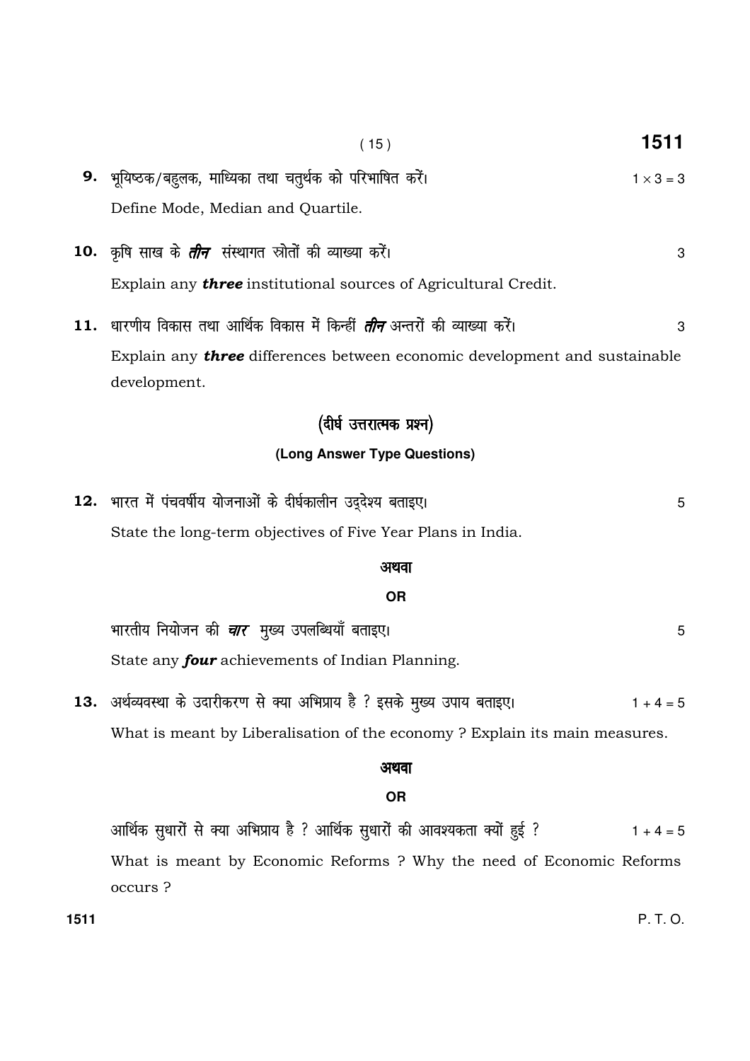**9.** भूयिष्ठक/बहुलक, माध्यिका तथा चतुर्थक को परिभाषित करें। $1 \times 3 = 3$

Define Mode, Median and Quartile.

**10.** कृषि साख के ***तीन*** संस्थागत स्रोतों की व्याख्या करें। 3

Explain any ***three*** institutional sources of Agricultural Credit.

**11.** धारणीय विकास तथा आर्थिक विकास में किन्हीं ***तीन*** अन्तरों की व्याख्या करें। 3

Explain any ***three*** differences between economic development and sustainable development.

## (दीर्घ उत्तरात्मक प्रश्न)

### (Long Answer Type Questions)

**12.** भारत में पंचवर्षीय योजनाओं के दीर्घकालीन उद्देश्य बताइए। 5

State the long-term objectives of Five Year Plans in India.

**अथवा**

**OR**

भारतीय नियोजन की ***चार*** मुख्य उपलब्धियाँ बताइए। 5

State any ***four*** achievements of Indian Planning.

**13.** अर्थव्यवस्था के उदारीकरण से क्या अभिप्राय है ? इसके मुख्य उपाय बताइए। $1 + 4 = 5$

What is meant by Liberalisation of the economy ? Explain its main measures.

**अथवा**

**OR**

आर्थिक सुधारों से क्या अभिप्राय है ? आर्थिक सुधारों की आवश्यकता क्यों हुई ? $1 + 4 = 5$

What is meant by Economic Reforms ? Why the need of Economic Reforms occurs ?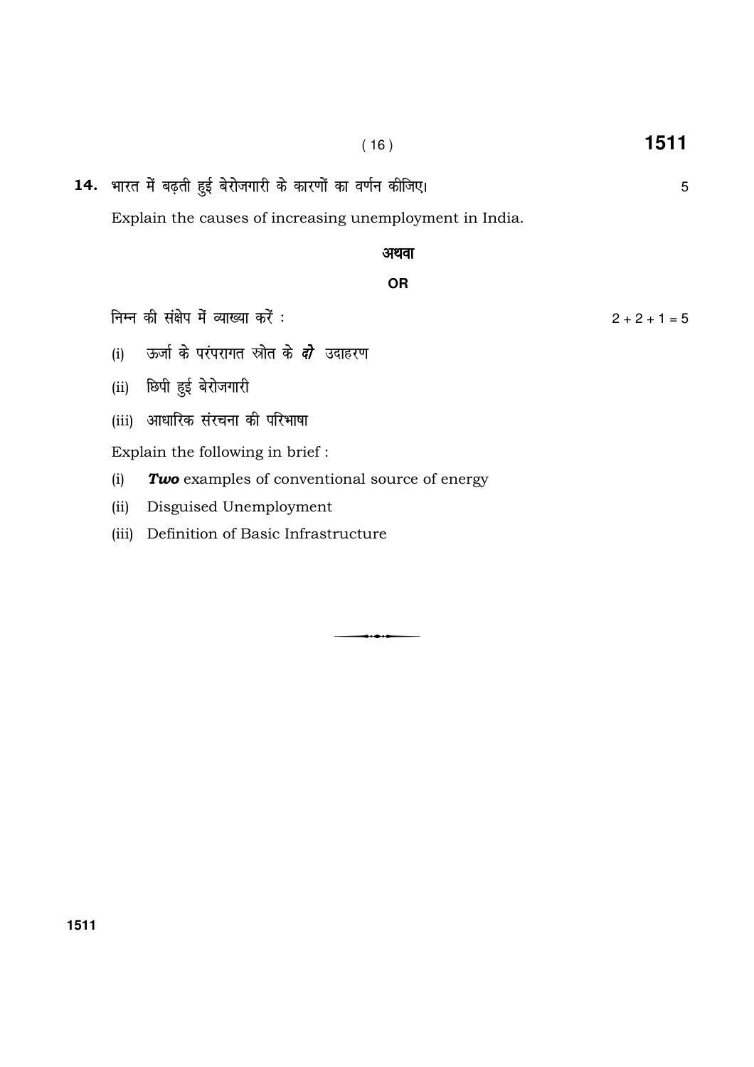**14.** भारत में बढ़ती हुई बेरोजगारी के कारणों का वर्णन कीजिए। 5

Explain the causes of increasing unemployment in India.

अथवा

**OR**

निम्न की संक्षेप में व्याख्या करें : 2 + 2 + 1 = 5

(i) ऊर्जा के परंपरागत स्रोत के ***दो*** उदाहरण

(ii) छिपी हुई बेरोजगारी

(iii) आधारिक संरचना की परिभाषा

Explain the following in brief :

(i) ***Two*** examples of conventional source of energy

(ii) Disguised Unemployment

(iii) Definition of Basic Infrastructure